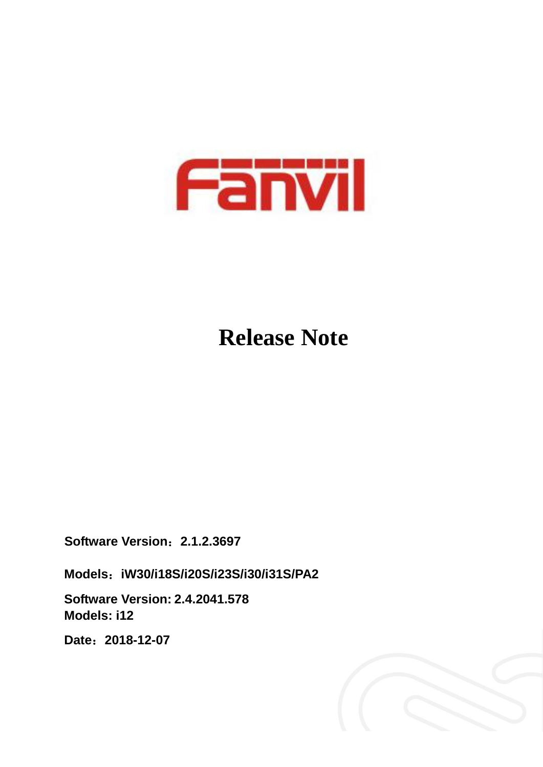Fanvil

# Release Note

**Software Version：2.1.2.3697**

**Models：iW30/i18S/i20S/i23S/i30/i31S/PA2**

**Software Version: 2.4.2041.578**
**Models: i12**

**Date：2018-12-07**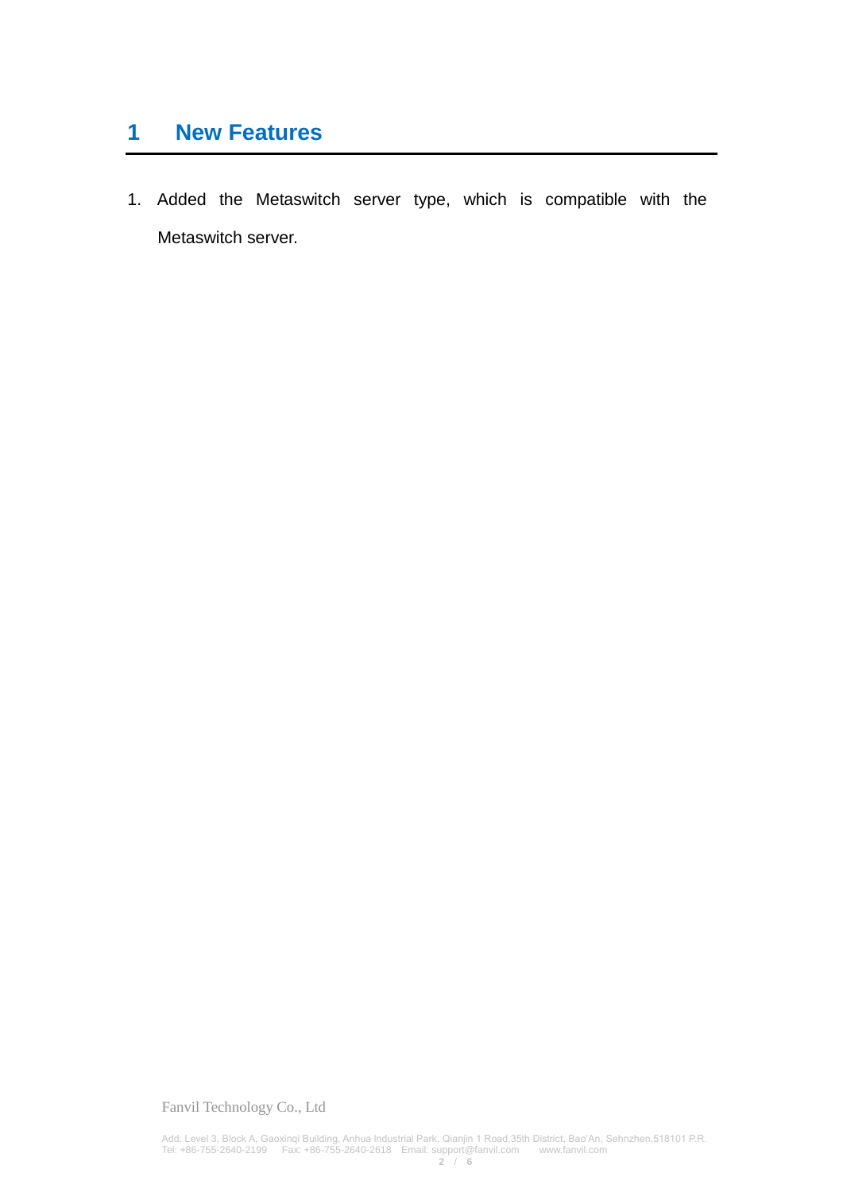# 1 New Features

1. Added the Metaswitch server type, which is compatible with the Metaswitch server.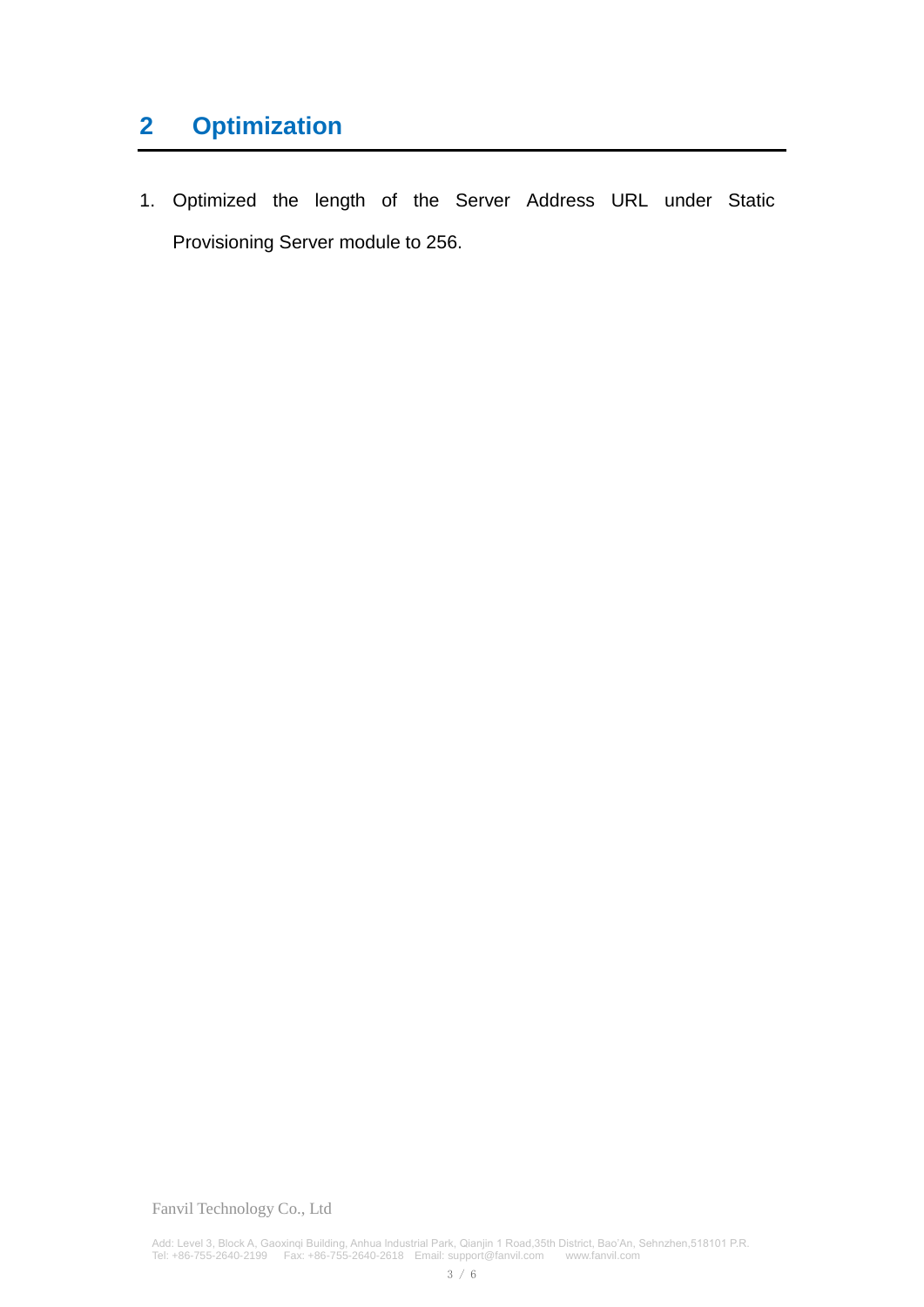# 2 Optimization

1. Optimized the length of the Server Address URL under Static Provisioning Server module to 256.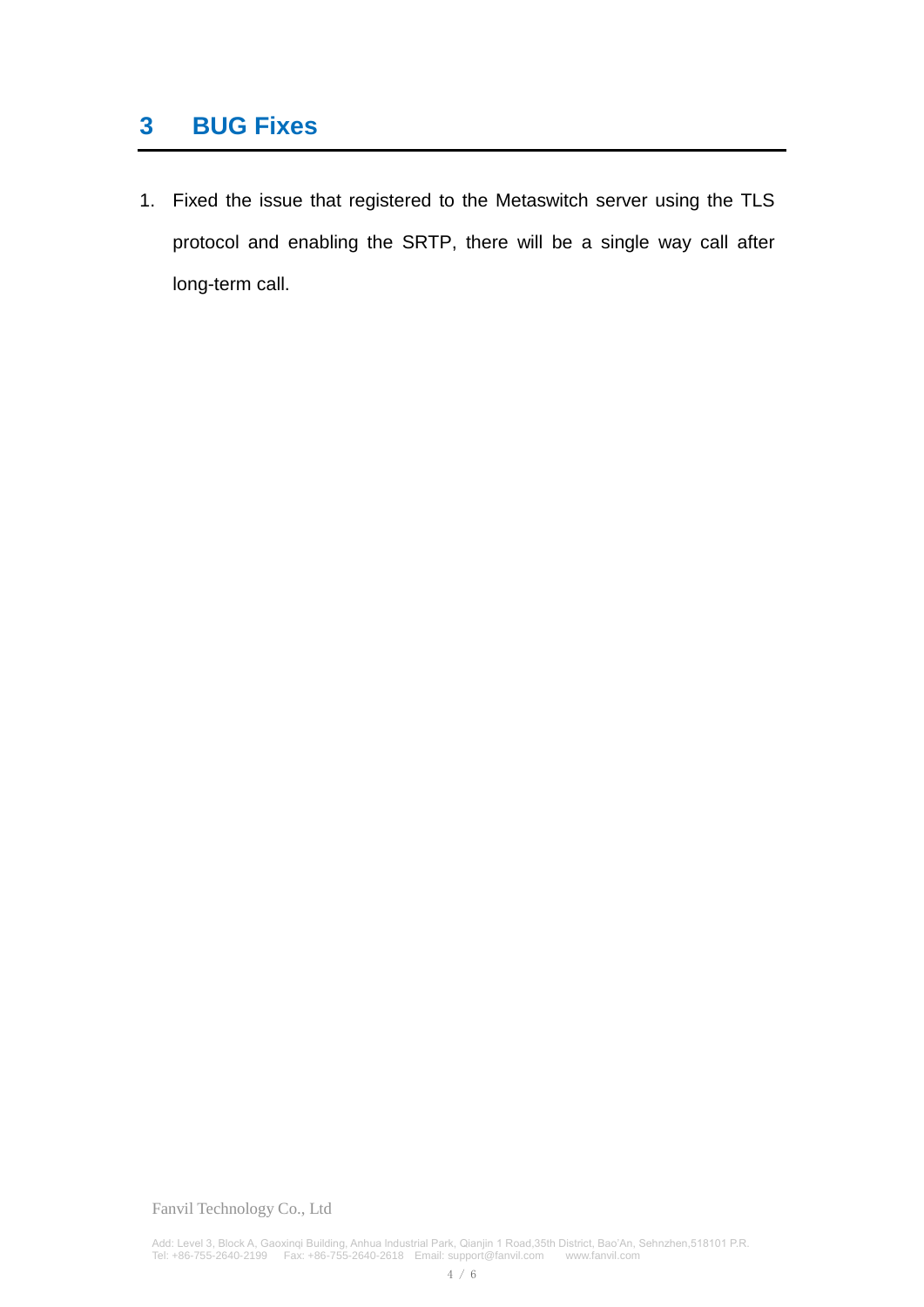# 3 BUG Fixes

1. Fixed the issue that registered to the Metaswitch server using the TLS protocol and enabling the SRTP, there will be a single way call after long-term call.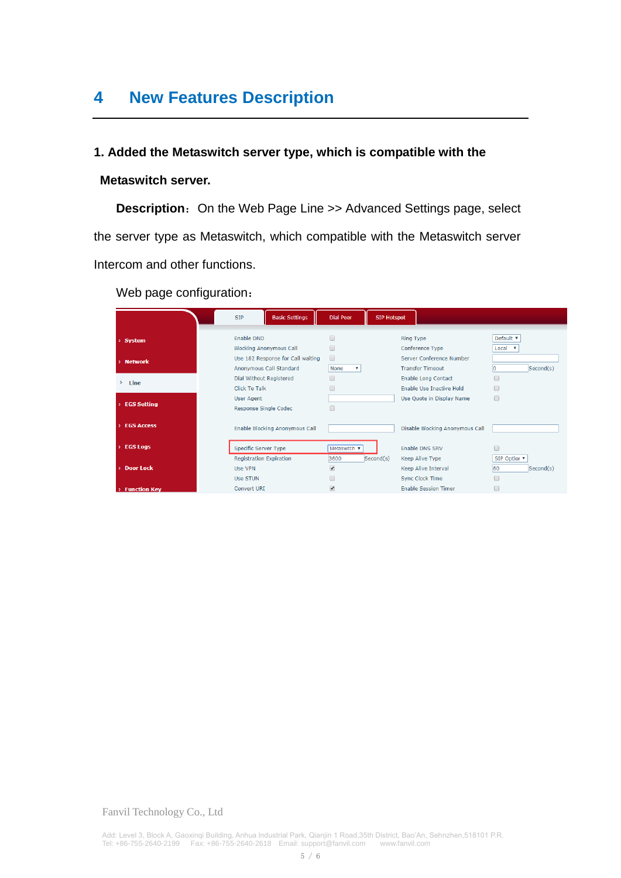# 4 New Features Description

**1. Added the Metaswitch server type, which is compatible with the Metaswitch server.**

**Description**：On the Web Page Line >> Advanced Settings page, select the server type as Metaswitch, which compatible with the Metaswitch server Intercom and other functions.

Web page configuration：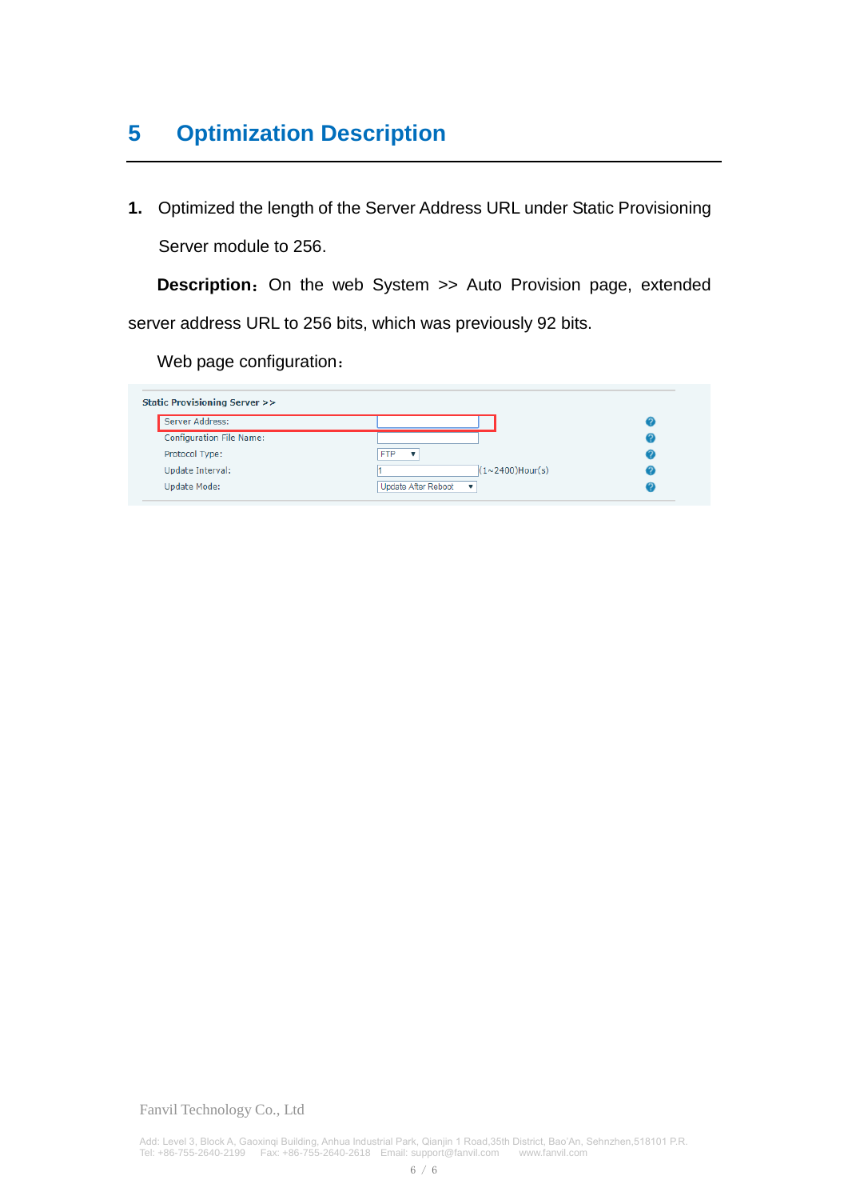# 5 Optimization Description

**1.** Optimized the length of the Server Address URL under Static Provisioning Server module to 256.

**Description**：On the web System >> Auto Provision page, extended server address URL to 256 bits, which was previously 92 bits.

Web page configuration：

**Static Provisioning Server >>**

| | |
|---|---|
| Server Address: | |
| Configuration File Name: | |
| Protocol Type: | FTP |
| Update Interval: | 1 (1~2400)Hour(s) |
| Update Mode: | Update After Reboot |